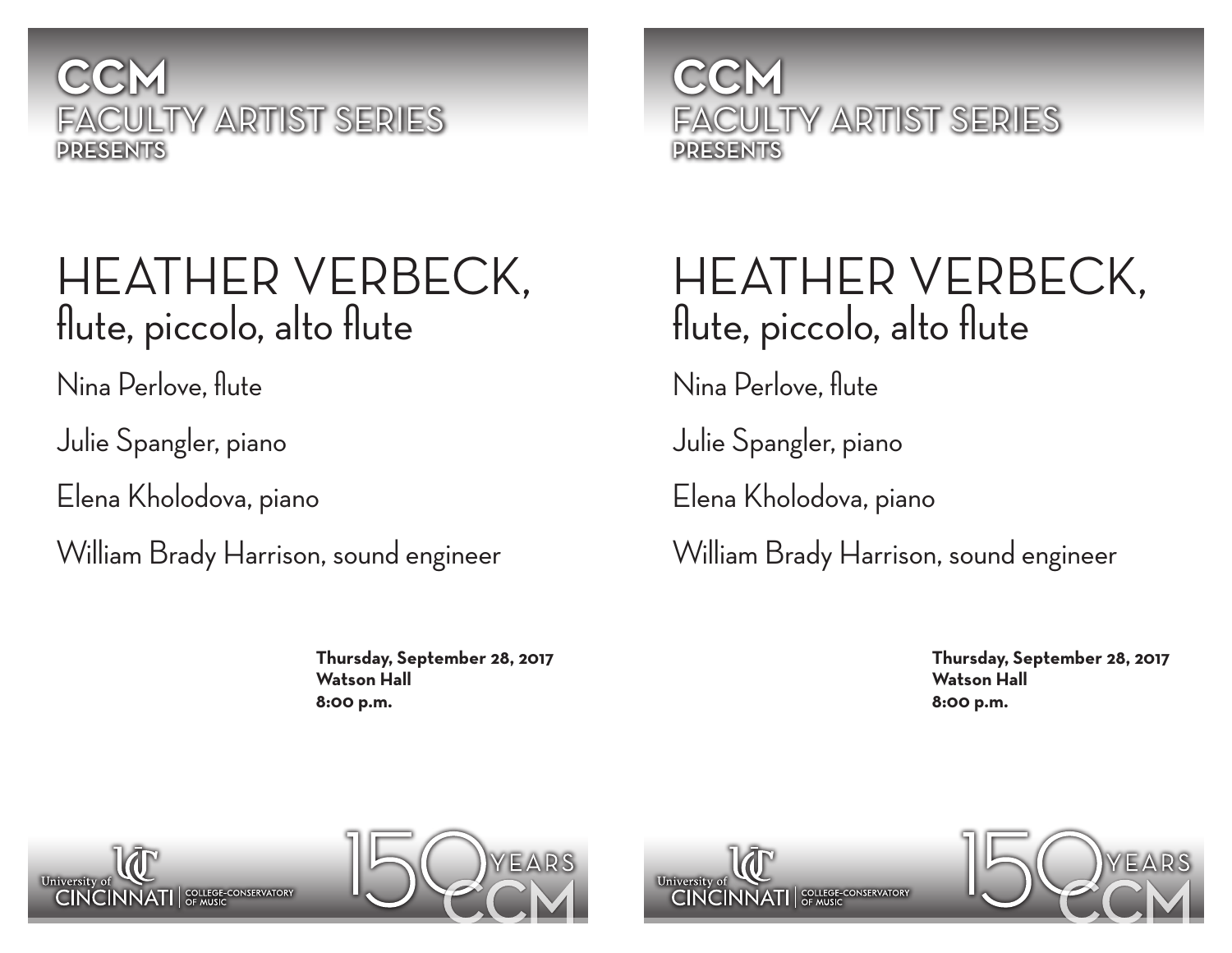**CCM**
FACULTY ARTIST SERIES
**PRESENTS**

# HEATHER VERBECK,
## flute, piccolo, alto flute

Nina Perlove, flute

Julie Spangler, piano

Elena Kholodova, piano

William Brady Harrison, sound engineer

**Thursday, September 28, 2017**
**Watson Hall**
**8:00 p.m.**

University of CINCINNATI | COLLEGE-CONSERVATORY OF MUSIC

150 YEARS CCM

**CCM**
FACULTY ARTIST SERIES
**PRESENTS**

# HEATHER VERBECK,
## flute, piccolo, alto flute

Nina Perlove, flute

Julie Spangler, piano

Elena Kholodova, piano

William Brady Harrison, sound engineer

**Thursday, September 28, 2017**
**Watson Hall**
**8:00 p.m.**

University of CINCINNATI | COLLEGE-CONSERVATORY OF MUSIC

150 YEARS CCM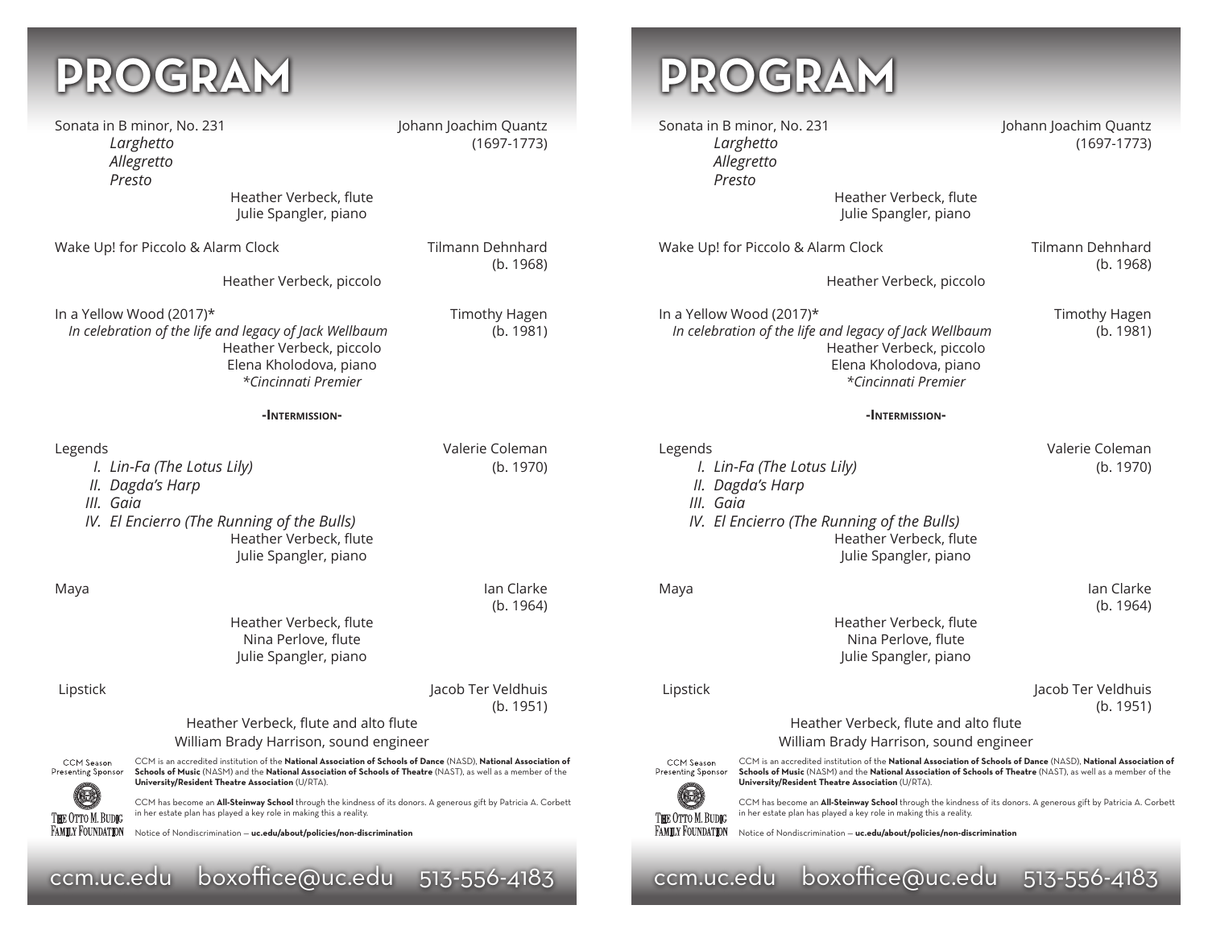# PROGRAM

Sonata in B minor, No. 231 — Johann Joachim Quantz (1697-1773)

*Larghetto*
*Allegretto*
*Presto*

Heather Verbeck, flute
Julie Spangler, piano

Wake Up! for Piccolo & Alarm Clock — Tilmann Dehnhard (b. 1968)

Heather Verbeck, piccolo

In a Yellow Wood (2017)* — Timothy Hagen (b. 1981)

*In celebration of the life and legacy of Jack Wellbaum*

Heather Verbeck, piccolo
Elena Kholodova, piano
*\*Cincinnati Premier*

**-Intermission-**

Legends — Valerie Coleman (b. 1970)

*I. Lin-Fa (The Lotus Lily)*
*II. Dagda's Harp*
*III. Gaia*
*IV. El Encierro (The Running of the Bulls)*

Heather Verbeck, flute
Julie Spangler, piano

Maya — Ian Clarke (b. 1964)

Heather Verbeck, flute
Nina Perlove, flute
Julie Spangler, piano

Lipstick — Jacob Ter Veldhuis (b. 1951)

Heather Verbeck, flute and alto flute
William Brady Harrison, sound engineer

CCM Season Presenting Sponsor
The Otto M. Budig Family Foundation

CCM is an accredited institution of the **National Association of Schools of Dance** (NASD), **National Association of Schools of Music** (NASM) and the **National Association of Schools of Theatre** (NAST), as well as a member of the **University/Resident Theatre Association** (U/RTA).

CCM has become an **All-Steinway School** through the kindness of its donors. A generous gift by Patricia A. Corbett in her estate plan has played a key role in making this a reality.

Notice of Nondiscrimination — **uc.edu/about/policies/non-discrimination**

ccm.uc.edu boxoffice@uc.edu 513-556-4183